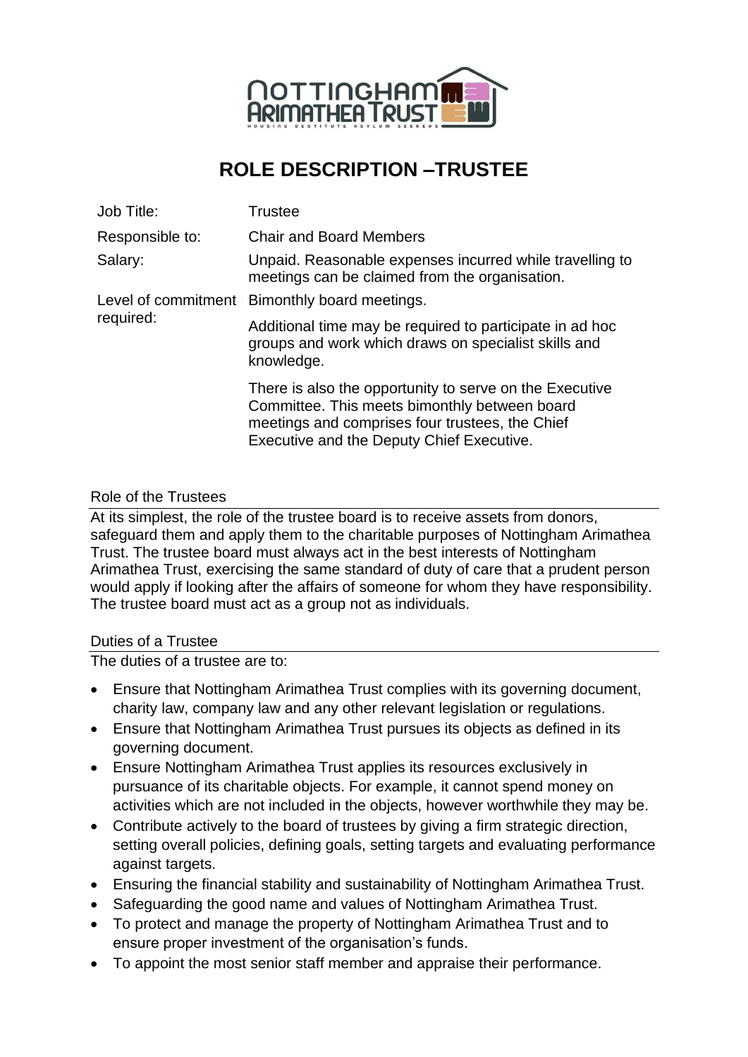# ROLE DESCRIPTION –TRUSTEE

| | |
|---|---|
| Job Title: | Trustee |
| Responsible to: | Chair and Board Members |
| Salary: | Unpaid. Reasonable expenses incurred while travelling to meetings can be claimed from the organisation. |
| Level of commitment required: | Bimonthly board meetings.<br><br>Additional time may be required to participate in ad hoc groups and work which draws on specialist skills and knowledge.<br><br>There is also the opportunity to serve on the Executive Committee. This meets bimonthly between board meetings and comprises four trustees, the Chief Executive and the Deputy Chief Executive. |

## Role of the Trustees

At its simplest, the role of the trustee board is to receive assets from donors, safeguard them and apply them to the charitable purposes of Nottingham Arimathea Trust. The trustee board must always act in the best interests of Nottingham Arimathea Trust, exercising the same standard of duty of care that a prudent person would apply if looking after the affairs of someone for whom they have responsibility. The trustee board must act as a group not as individuals.

## Duties of a Trustee

The duties of a trustee are to:

- Ensure that Nottingham Arimathea Trust complies with its governing document, charity law, company law and any other relevant legislation or regulations.
- Ensure that Nottingham Arimathea Trust pursues its objects as defined in its governing document.
- Ensure Nottingham Arimathea Trust applies its resources exclusively in pursuance of its charitable objects. For example, it cannot spend money on activities which are not included in the objects, however worthwhile they may be.
- Contribute actively to the board of trustees by giving a firm strategic direction, setting overall policies, defining goals, setting targets and evaluating performance against targets.
- Ensuring the financial stability and sustainability of Nottingham Arimathea Trust.
- Safeguarding the good name and values of Nottingham Arimathea Trust.
- To protect and manage the property of Nottingham Arimathea Trust and to ensure proper investment of the organisation's funds.
- To appoint the most senior staff member and appraise their performance.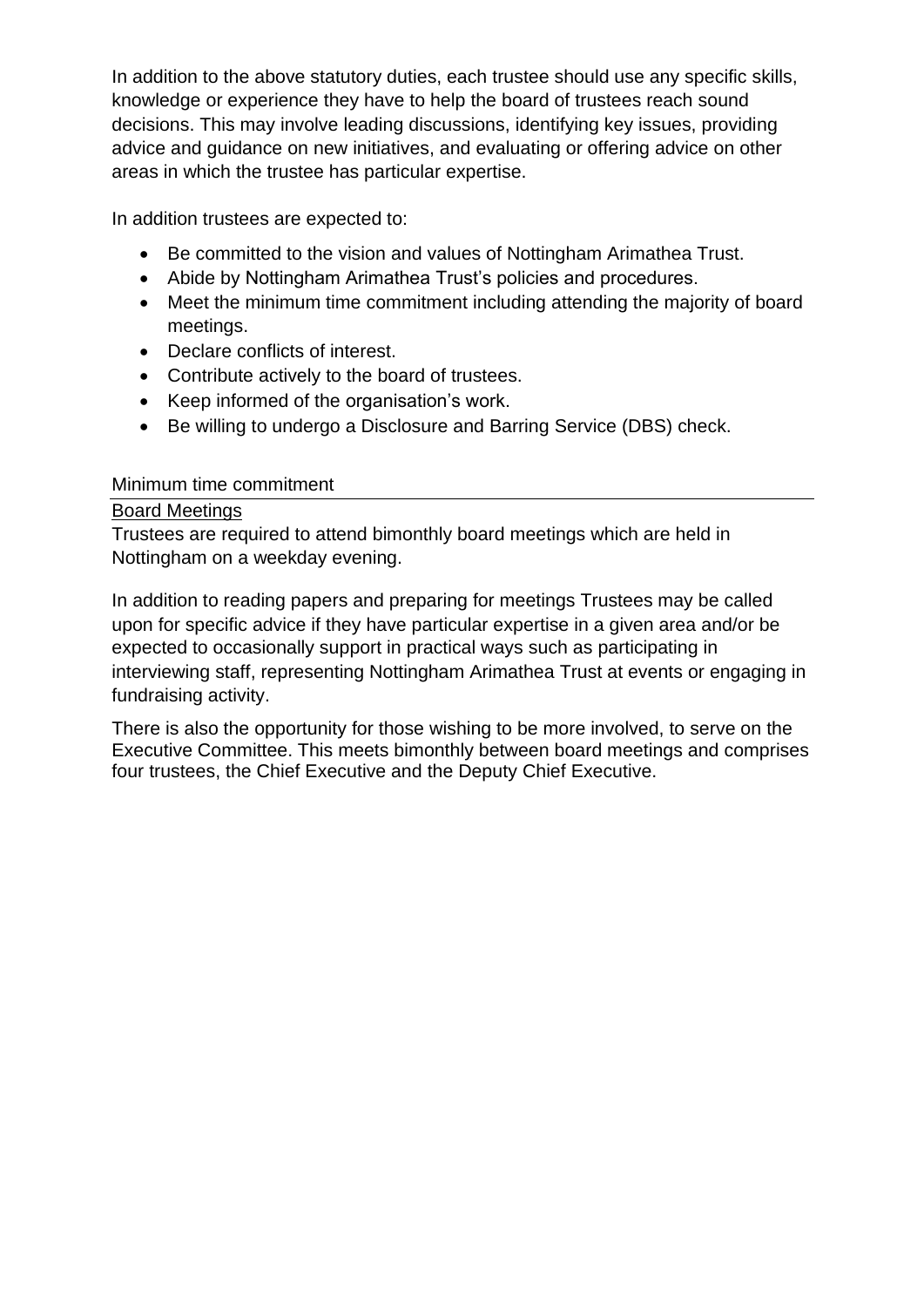In addition to the above statutory duties, each trustee should use any specific skills, knowledge or experience they have to help the board of trustees reach sound decisions. This may involve leading discussions, identifying key issues, providing advice and guidance on new initiatives, and evaluating or offering advice on other areas in which the trustee has particular expertise.

In addition trustees are expected to:

- Be committed to the vision and values of Nottingham Arimathea Trust.
- Abide by Nottingham Arimathea Trust's policies and procedures.
- Meet the minimum time commitment including attending the majority of board meetings.
- Declare conflicts of interest.
- Contribute actively to the board of trustees.
- Keep informed of the organisation's work.
- Be willing to undergo a Disclosure and Barring Service (DBS) check.

## Minimum time commitment

### Board Meetings

Trustees are required to attend bimonthly board meetings which are held in Nottingham on a weekday evening.

In addition to reading papers and preparing for meetings Trustees may be called upon for specific advice if they have particular expertise in a given area and/or be expected to occasionally support in practical ways such as participating in interviewing staff, representing Nottingham Arimathea Trust at events or engaging in fundraising activity.

There is also the opportunity for those wishing to be more involved, to serve on the Executive Committee. This meets bimonthly between board meetings and comprises four trustees, the Chief Executive and the Deputy Chief Executive.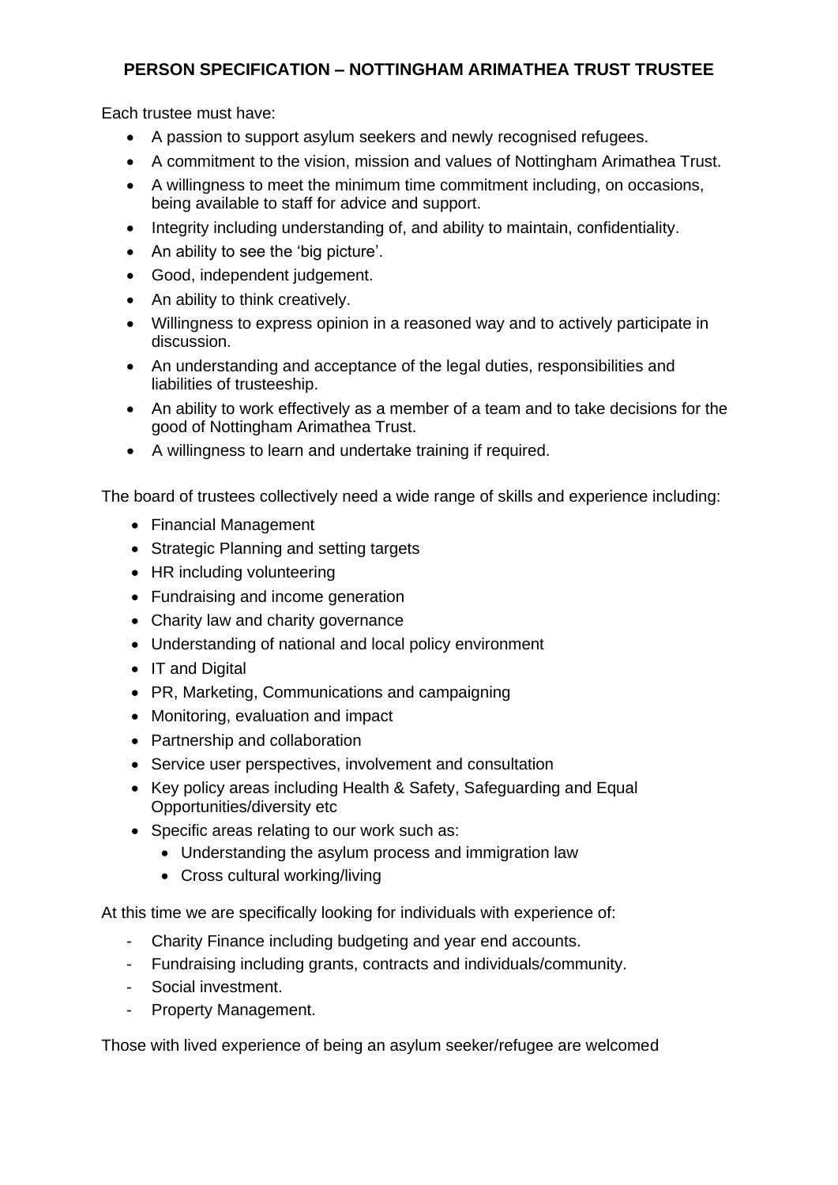**PERSON SPECIFICATION – NOTTINGHAM ARIMATHEA TRUST TRUSTEE**

Each trustee must have:

- A passion to support asylum seekers and newly recognised refugees.
- A commitment to the vision, mission and values of Nottingham Arimathea Trust.
- A willingness to meet the minimum time commitment including, on occasions, being available to staff for advice and support.
- Integrity including understanding of, and ability to maintain, confidentiality.
- An ability to see the 'big picture'.
- Good, independent judgement.
- An ability to think creatively.
- Willingness to express opinion in a reasoned way and to actively participate in discussion.
- An understanding and acceptance of the legal duties, responsibilities and liabilities of trusteeship.
- An ability to work effectively as a member of a team and to take decisions for the good of Nottingham Arimathea Trust.
- A willingness to learn and undertake training if required.

The board of trustees collectively need a wide range of skills and experience including:

- Financial Management
- Strategic Planning and setting targets
- HR including volunteering
- Fundraising and income generation
- Charity law and charity governance
- Understanding of national and local policy environment
- IT and Digital
- PR, Marketing, Communications and campaigning
- Monitoring, evaluation and impact
- Partnership and collaboration
- Service user perspectives, involvement and consultation
- Key policy areas including Health & Safety, Safeguarding and Equal Opportunities/diversity etc
- Specific areas relating to our work such as:
  - Understanding the asylum process and immigration law
  - Cross cultural working/living

At this time we are specifically looking for individuals with experience of:

- Charity Finance including budgeting and year end accounts.
- Fundraising including grants, contracts and individuals/community.
- Social investment.
- Property Management.

Those with lived experience of being an asylum seeker/refugee are welcomed